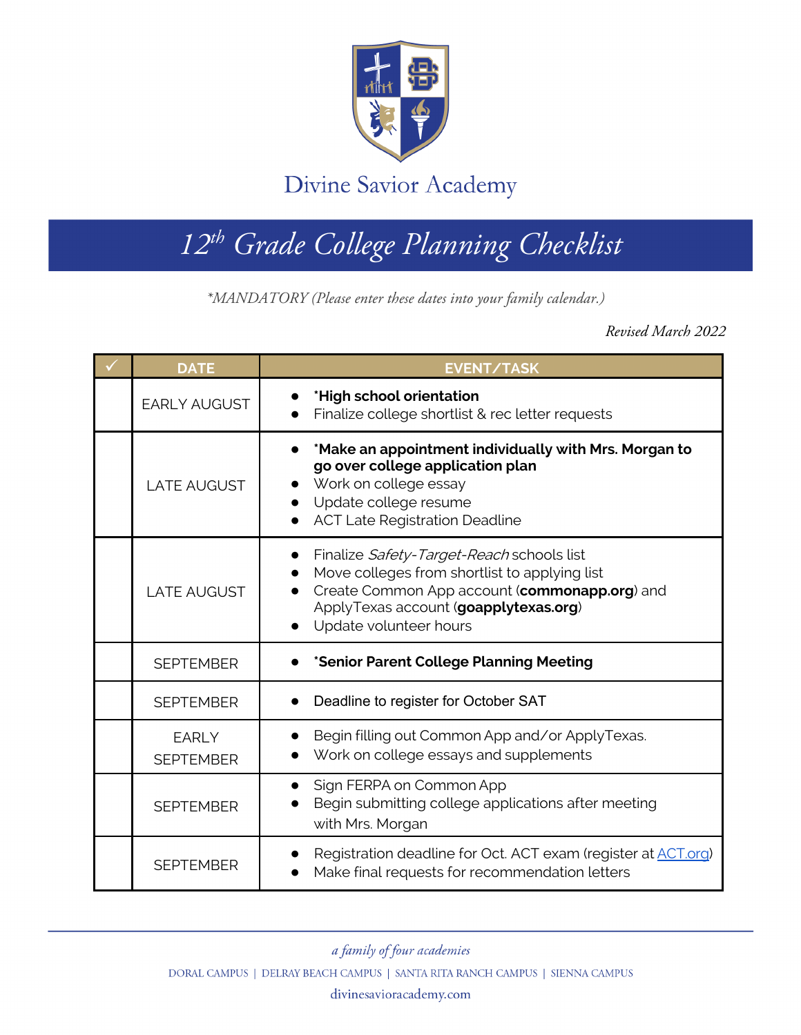# Divine Savior Academy

## 12th Grade College Planning Checklist

*\*MANDATORY (Please enter these dates into your family calendar.)*

*Revised March 2022*

| ✓ | DATE | EVENT/TASK |
|---|---|---|
| | EARLY AUGUST | • **\*High school orientation**<br>• Finalize college shortlist & rec letter requests |
| | LATE AUGUST | • **\*Make an appointment individually with Mrs. Morgan to go over college application plan**<br>• Work on college essay<br>• Update college resume<br>• ACT Late Registration Deadline |
| | LATE AUGUST | • Finalize *Safety-Target-Reach* schools list<br>• Move colleges from shortlist to applying list<br>• Create Common App account (**commonapp.org**) and ApplyTexas account (**goapplytexas.org**)<br>• Update volunteer hours |
| | SEPTEMBER | • **\*Senior Parent College Planning Meeting** |
| | SEPTEMBER | • Deadline to register for October SAT |
| | EARLY SEPTEMBER | • Begin filling out Common App and/or ApplyTexas.<br>• Work on college essays and supplements |
| | SEPTEMBER | • Sign FERPA on Common App<br>• Begin submitting college applications after meeting with Mrs. Morgan |
| | SEPTEMBER | • Registration deadline for Oct. ACT exam (register at ACT.org)<br>• Make final requests for recommendation letters |

*a family of four academies*

DORAL CAMPUS | DELRAY BEACH CAMPUS | SANTA RITA RANCH CAMPUS | SIENNA CAMPUS

divinesavioracademy.com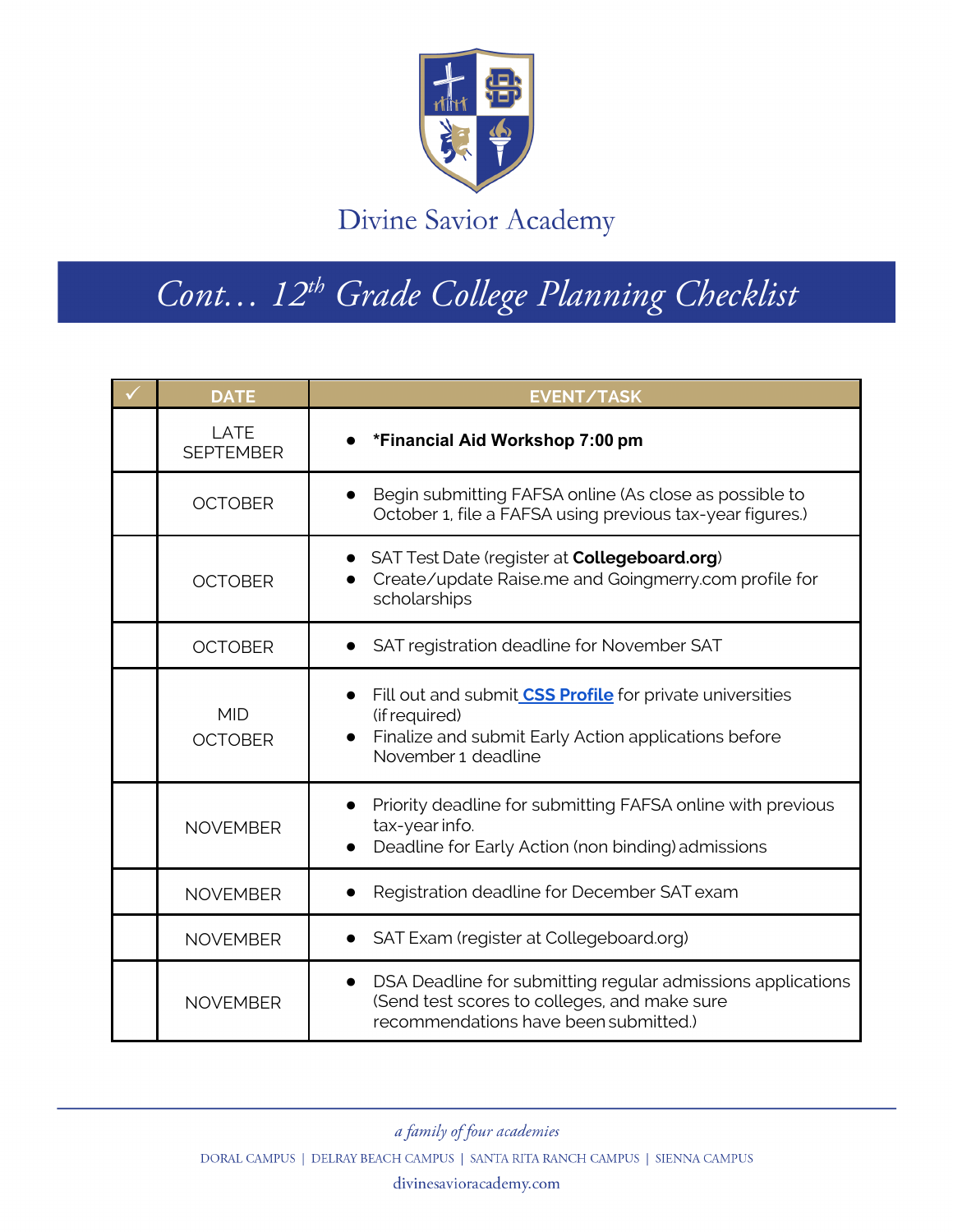Divine Savior Academy

# Cont… 12th Grade College Planning Checklist

| ✓ | DATE | EVENT/TASK |
|---|---|---|
| | LATE SEPTEMBER | • ***Financial Aid Workshop 7:00 pm** |
| | OCTOBER | • Begin submitting FAFSA online (As close as possible to October 1, file a FAFSA using previous tax-year figures.) |
| | OCTOBER | • SAT Test Date (register at **Collegeboard.org**)<br>• Create/update Raise.me and Goingmerry.com profile for scholarships |
| | OCTOBER | • SAT registration deadline for November SAT |
| | MID OCTOBER | • Fill out and submit **CSS Profile** for private universities (if required)<br>• Finalize and submit Early Action applications before November 1 deadline |
| | NOVEMBER | • Priority deadline for submitting FAFSA online with previous tax-year info.<br>• Deadline for Early Action (non binding) admissions |
| | NOVEMBER | • Registration deadline for December SAT exam |
| | NOVEMBER | • SAT Exam (register at Collegeboard.org) |
| | NOVEMBER | • DSA Deadline for submitting regular admissions applications (Send test scores to colleges, and make sure recommendations have been submitted.) |

*a family of four academies*

DORAL CAMPUS | DELRAY BEACH CAMPUS | SANTA RITA RANCH CAMPUS | SIENNA CAMPUS

divinesavioracademy.com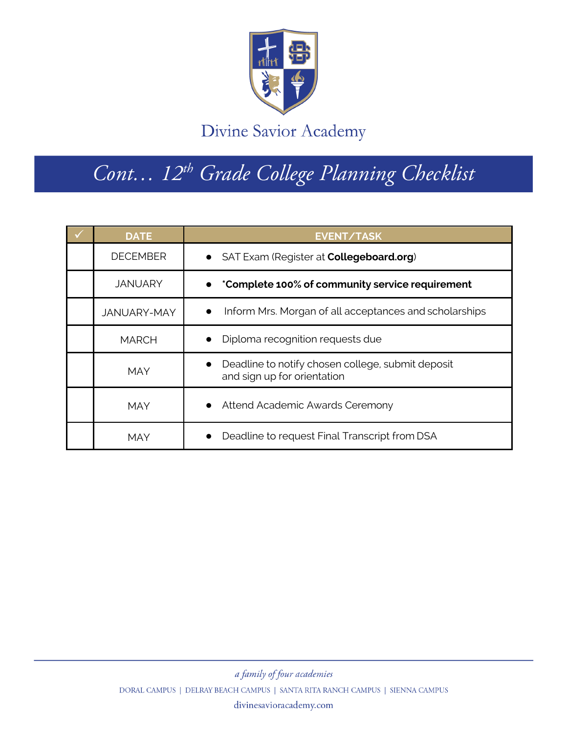Divine Savior Academy

# *Cont… 12th Grade College Planning Checklist*

| ✓ | DATE | EVENT/TASK |
|---|---|---|
| | DECEMBER | • SAT Exam (Register at **Collegeboard.org**) |
| | JANUARY | • ***Complete 100% of community service requirement** |
| | JANUARY-MAY | • Inform Mrs. Morgan of all acceptances and scholarships |
| | MARCH | • Diploma recognition requests due |
| | MAY | • Deadline to notify chosen college, submit deposit and sign up for orientation |
| | MAY | • Attend Academic Awards Ceremony |
| | MAY | • Deadline to request Final Transcript from DSA |

*a family of four academies*

DORAL CAMPUS | DELRAY BEACH CAMPUS | SANTA RITA RANCH CAMPUS | SIENNA CAMPUS

divinesavioracademy.com